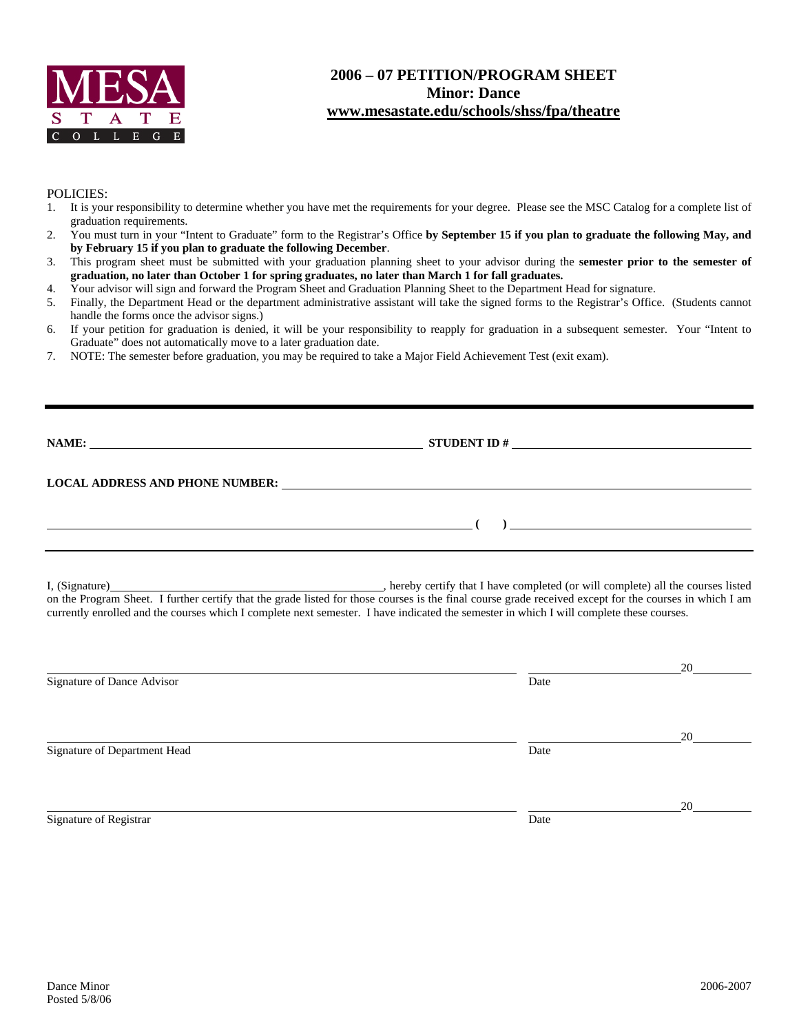MESA STATE COLLEGE

# 2006 – 07 PETITION/PROGRAM SHEET
## Minor: Dance
## www.mesastate.edu/schools/shss/fpa/theatre

POLICIES:

1. It is your responsibility to determine whether you have met the requirements for your degree. Please see the MSC Catalog for a complete list of graduation requirements.
2. You must turn in your "Intent to Graduate" form to the Registrar's Office **by September 15 if you plan to graduate the following May, and by February 15 if you plan to graduate the following December**.
3. This program sheet must be submitted with your graduation planning sheet to your advisor during the **semester prior to the semester of graduation, no later than October 1 for spring graduates, no later than March 1 for fall graduates.**
4. Your advisor will sign and forward the Program Sheet and Graduation Planning Sheet to the Department Head for signature.
5. Finally, the Department Head or the department administrative assistant will take the signed forms to the Registrar's Office. (Students cannot handle the forms once the advisor signs.)
6. If your petition for graduation is denied, it will be your responsibility to reapply for graduation in a subsequent semester. Your "Intent to Graduate" does not automatically move to a later graduation date.
7. NOTE: The semester before graduation, you may be required to take a Major Field Achievement Test (exit exam).

---

**NAME:** ______________________________ **STUDENT ID #** ______________________________

**LOCAL ADDRESS AND PHONE NUMBER:** ____________________________________________

____________________________________________ **( )** ______________________________

---

I, (Signature)______________________________, hereby certify that I have completed (or will complete) all the courses listed on the Program Sheet. I further certify that the grade listed for those courses is the final course grade received except for the courses in which I am currently enrolled and the courses which I complete next semester. I have indicated the semester in which I will complete these courses.

______________________________________________ ____________________20________

Signature of Dance Advisor Date

______________________________________________ ____________________20________

Signature of Department Head Date

______________________________________________ ____________________20________

Signature of Registrar Date

Dance Minor
Posted 5/8/06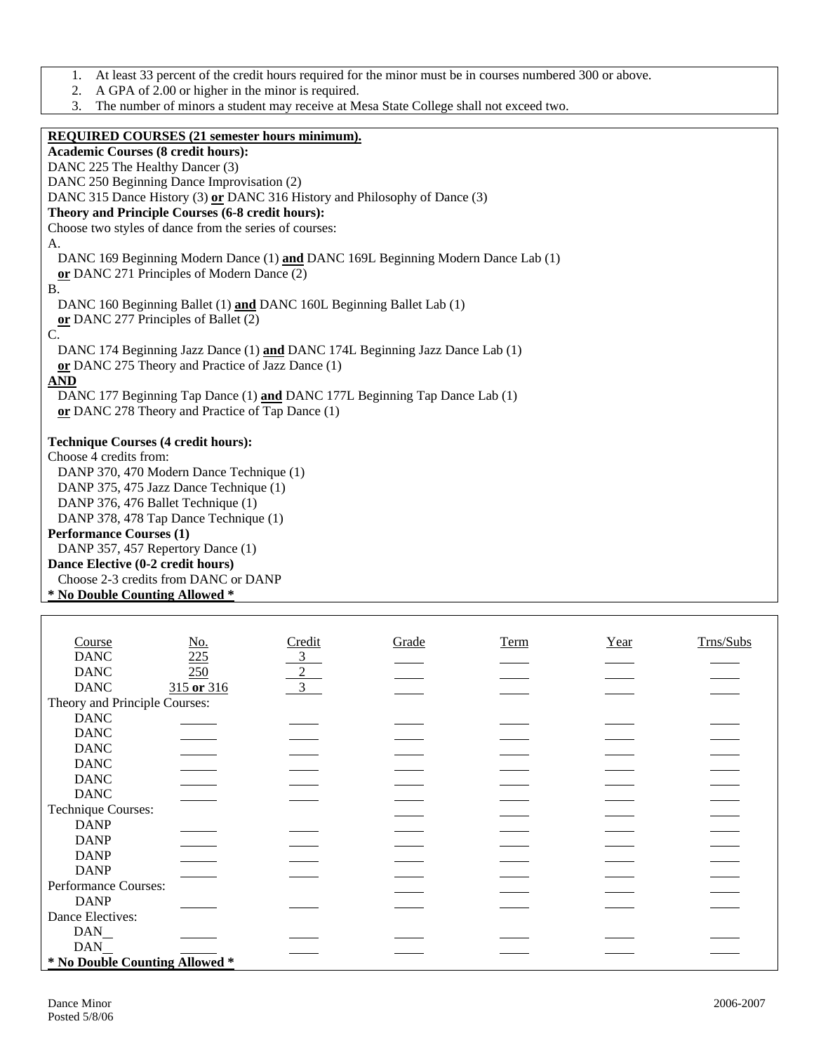1. At least 33 percent of the credit hours required for the minor must be in courses numbered 300 or above.
2. A GPA of 2.00 or higher in the minor is required.
3. The number of minors a student may receive at Mesa State College shall not exceed two.

**REQUIRED COURSES (21 semester hours minimum).**

**Academic Courses (8 credit hours):**

DANC 225 The Healthy Dancer (3)
DANC 250 Beginning Dance Improvisation (2)
DANC 315 Dance History (3) **or** DANC 316 History and Philosophy of Dance (3)

**Theory and Principle Courses (6-8 credit hours):**

Choose two styles of dance from the series of courses:

A.
DANC 169 Beginning Modern Dance (1) **and** DANC 169L Beginning Modern Dance Lab (1)
**or** DANC 271 Principles of Modern Dance (2)

B.
DANC 160 Beginning Ballet (1) **and** DANC 160L Beginning Ballet Lab (1)
**or** DANC 277 Principles of Ballet (2)

C.
DANC 174 Beginning Jazz Dance (1) **and** DANC 174L Beginning Jazz Dance Lab (1)
**or** DANC 275 Theory and Practice of Jazz Dance (1)

**AND**
DANC 177 Beginning Tap Dance (1) **and** DANC 177L Beginning Tap Dance Lab (1)
**or** DANC 278 Theory and Practice of Tap Dance (1)

**Technique Courses (4 credit hours):**

Choose 4 credits from:
DANP 370, 470 Modern Dance Technique (1)
DANP 375, 475 Jazz Dance Technique (1)
DANP 376, 476 Ballet Technique (1)
DANP 378, 478 Tap Dance Technique (1)

**Performance Courses (1)**
DANP 357, 457 Repertory Dance (1)

**Dance Elective (0-2 credit hours)**
Choose 2-3 credits from DANC or DANP

**\* No Double Counting Allowed \***

| Course | No. | Credit | Grade | Term | Year | Trns/Subs |
|---|---|---|---|---|---|---|
| DANC | 225 | 3 | | | | |
| DANC | 250 | 2 | | | | |
| DANC | 315 **or** 316 | 3 | | | | |
| Theory and Principle Courses: | | | | | | |
| DANC | | | | | | |
| DANC | | | | | | |
| DANC | | | | | | |
| DANC | | | | | | |
| DANC | | | | | | |
| DANC | | | | | | |
| Technique Courses: | | | | | | |
| DANP | | | | | | |
| DANP | | | | | | |
| DANP | | | | | | |
| DANP | | | | | | |
| Performance Courses: | | | | | | |
| DANP | | | | | | |
| Dance Electives: | | | | | | |
| DAN__ | | | | | | |
| DAN__ | | | | | | |

**\* No Double Counting Allowed \***

Dance Minor
Posted 5/8/06

2006-2007